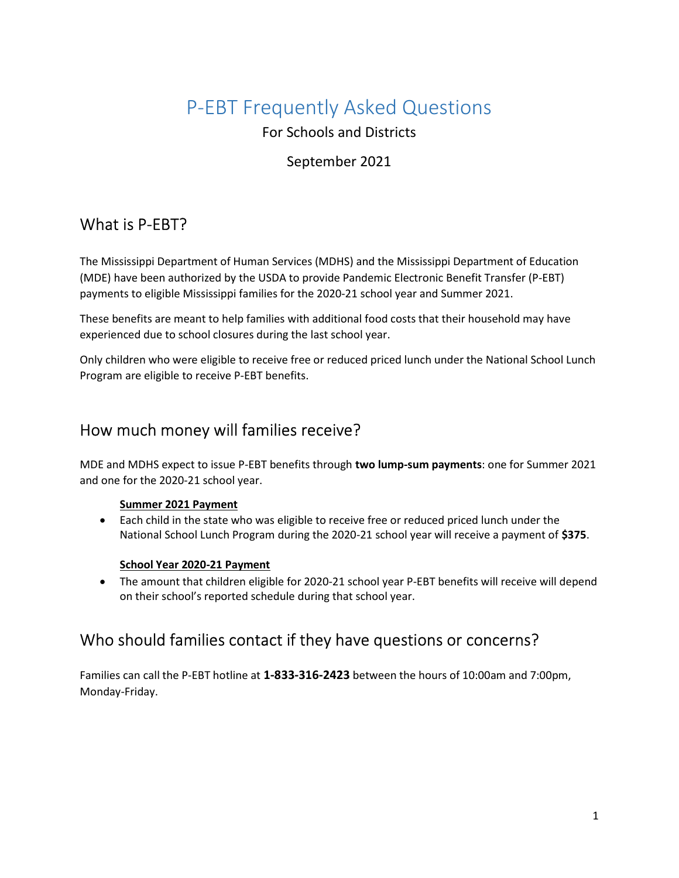# P-EBT Frequently Asked Questions

For Schools and Districts

September 2021

## What is P-EBT?

The Mississippi Department of Human Services (MDHS) and the Mississippi Department of Education (MDE) have been authorized by the USDA to provide Pandemic Electronic Benefit Transfer (P-EBT) payments to eligible Mississippi families for the 2020-21 school year and Summer 2021.

These benefits are meant to help families with additional food costs that their household may have experienced due to school closures during the last school year.

Only children who were eligible to receive free or reduced priced lunch under the National School Lunch Program are eligible to receive P-EBT benefits.

## How much money will families receive?

MDE and MDHS expect to issue P-EBT benefits through **two lump-sum payments**: one for Summer 2021 and one for the 2020-21 school year.

**Summer 2021 Payment**

- Each child in the state who was eligible to receive free or reduced priced lunch under the National School Lunch Program during the 2020-21 school year will receive a payment of **$375**.

**School Year 2020-21 Payment**

- The amount that children eligible for 2020-21 school year P-EBT benefits will receive will depend on their school's reported schedule during that school year.

## Who should families contact if they have questions or concerns?

Families can call the P-EBT hotline at **1-833-316-2423** between the hours of 10:00am and 7:00pm, Monday-Friday.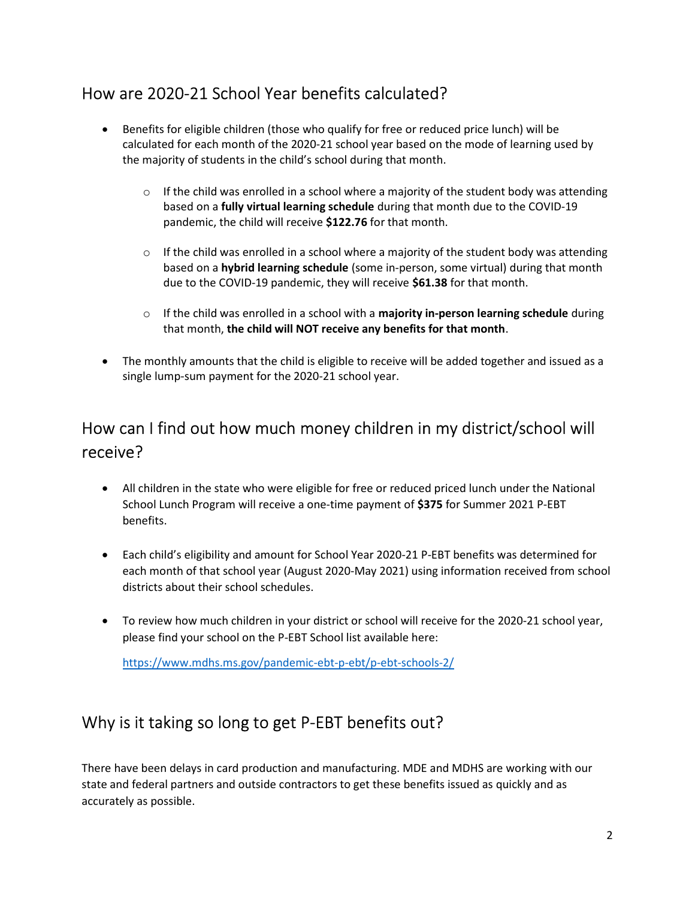## How are 2020-21 School Year benefits calculated?

- Benefits for eligible children (those who qualify for free or reduced price lunch) will be calculated for each month of the 2020-21 school year based on the mode of learning used by the majority of students in the child's school during that month.
    - If the child was enrolled in a school where a majority of the student body was attending based on a **fully virtual learning schedule** during that month due to the COVID-19 pandemic, the child will receive **$122.76** for that month.
    - If the child was enrolled in a school where a majority of the student body was attending based on a **hybrid learning schedule** (some in-person, some virtual) during that month due to the COVID-19 pandemic, they will receive **$61.38** for that month.
    - If the child was enrolled in a school with a **majority in-person learning schedule** during that month, **the child will NOT receive any benefits for that month**.
- The monthly amounts that the child is eligible to receive will be added together and issued as a single lump-sum payment for the 2020-21 school year.

## How can I find out how much money children in my district/school will receive?

- All children in the state who were eligible for free or reduced priced lunch under the National School Lunch Program will receive a one-time payment of **$375** for Summer 2021 P-EBT benefits.
- Each child's eligibility and amount for School Year 2020-21 P-EBT benefits was determined for each month of that school year (August 2020-May 2021) using information received from school districts about their school schedules.
- To review how much children in your district or school will receive for the 2020-21 school year, please find your school on the P-EBT School list available here:

  https://www.mdhs.ms.gov/pandemic-ebt-p-ebt/p-ebt-schools-2/

## Why is it taking so long to get P-EBT benefits out?

There have been delays in card production and manufacturing. MDE and MDHS are working with our state and federal partners and outside contractors to get these benefits issued as quickly and as accurately as possible.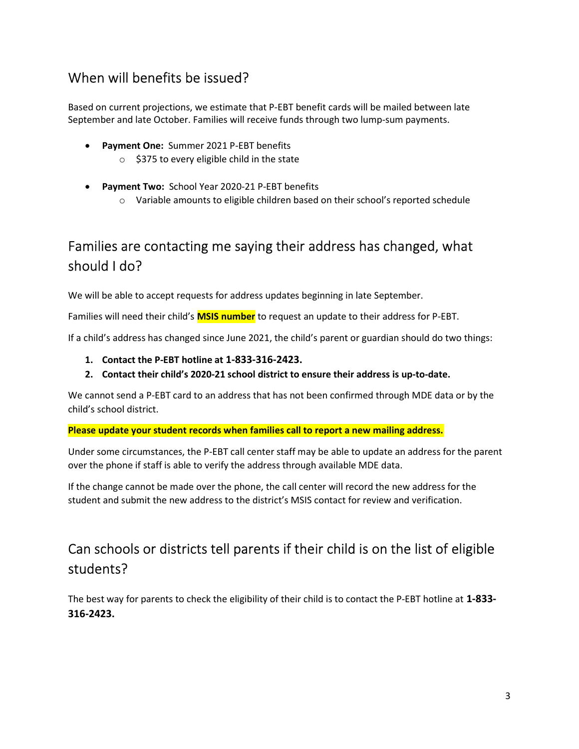## When will benefits be issued?

Based on current projections, we estimate that P-EBT benefit cards will be mailed between late September and late October. Families will receive funds through two lump-sum payments.

- **Payment One:** Summer 2021 P-EBT benefits
    - $375 to every eligible child in the state
- **Payment Two:** School Year 2020-21 P-EBT benefits
    - Variable amounts to eligible children based on their school's reported schedule

## Families are contacting me saying their address has changed, what should I do?

We will be able to accept requests for address updates beginning in late September.

Families will need their child's **MSIS number** to request an update to their address for P-EBT.

If a child's address has changed since June 2021, the child's parent or guardian should do two things:

1. **Contact the P-EBT hotline at 1-833-316-2423.**
2. **Contact their child's 2020-21 school district to ensure their address is up-to-date.**

We cannot send a P-EBT card to an address that has not been confirmed through MDE data or by the child's school district.

**Please update your student records when families call to report a new mailing address.**

Under some circumstances, the P-EBT call center staff may be able to update an address for the parent over the phone if staff is able to verify the address through available MDE data.

If the change cannot be made over the phone, the call center will record the new address for the student and submit the new address to the district's MSIS contact for review and verification.

## Can schools or districts tell parents if their child is on the list of eligible students?

The best way for parents to check the eligibility of their child is to contact the P-EBT hotline at **1-833-316-2423.**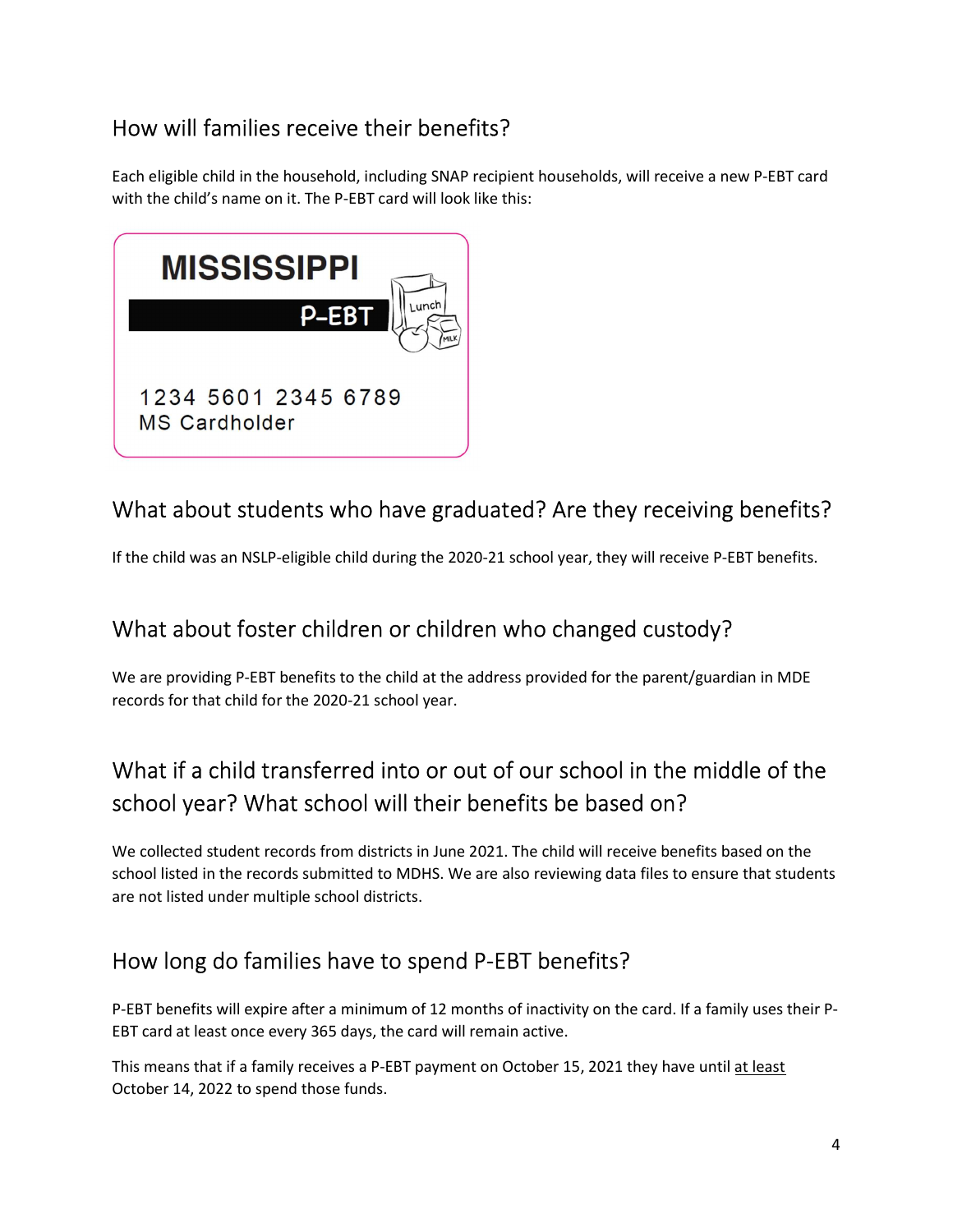## How will families receive their benefits?

Each eligible child in the household, including SNAP recipient households, will receive a new P-EBT card with the child's name on it. The P-EBT card will look like this:

## What about students who have graduated? Are they receiving benefits?

If the child was an NSLP-eligible child during the 2020-21 school year, they will receive P-EBT benefits.

## What about foster children or children who changed custody?

We are providing P-EBT benefits to the child at the address provided for the parent/guardian in MDE records for that child for the 2020-21 school year.

## What if a child transferred into or out of our school in the middle of the school year? What school will their benefits be based on?

We collected student records from districts in June 2021. The child will receive benefits based on the school listed in the records submitted to MDHS. We are also reviewing data files to ensure that students are not listed under multiple school districts.

## How long do families have to spend P-EBT benefits?

P-EBT benefits will expire after a minimum of 12 months of inactivity on the card. If a family uses their P-EBT card at least once every 365 days, the card will remain active.

This means that if a family receives a P-EBT payment on October 15, 2021 they have until at least October 14, 2022 to spend those funds.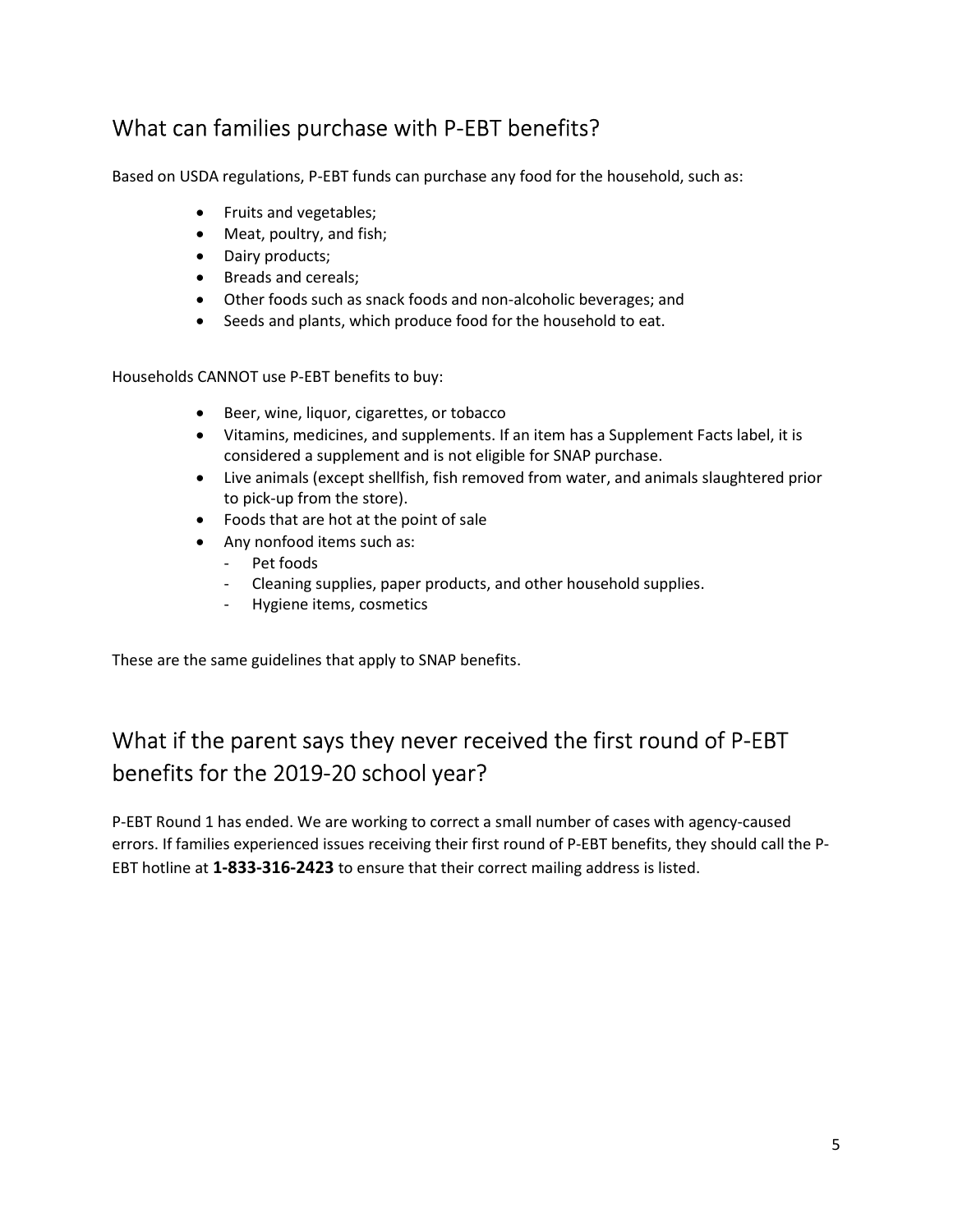## What can families purchase with P-EBT benefits?

Based on USDA regulations, P-EBT funds can purchase any food for the household, such as:

- Fruits and vegetables;
- Meat, poultry, and fish;
- Dairy products;
- Breads and cereals;
- Other foods such as snack foods and non-alcoholic beverages; and
- Seeds and plants, which produce food for the household to eat.

Households CANNOT use P-EBT benefits to buy:

- Beer, wine, liquor, cigarettes, or tobacco
- Vitamins, medicines, and supplements. If an item has a Supplement Facts label, it is considered a supplement and is not eligible for SNAP purchase.
- Live animals (except shellfish, fish removed from water, and animals slaughtered prior to pick-up from the store).
- Foods that are hot at the point of sale
- Any nonfood items such as:
  - Pet foods
  - Cleaning supplies, paper products, and other household supplies.
  - Hygiene items, cosmetics

These are the same guidelines that apply to SNAP benefits.

## What if the parent says they never received the first round of P-EBT benefits for the 2019-20 school year?

P-EBT Round 1 has ended. We are working to correct a small number of cases with agency-caused errors. If families experienced issues receiving their first round of P-EBT benefits, they should call the P-EBT hotline at **1-833-316-2423** to ensure that their correct mailing address is listed.